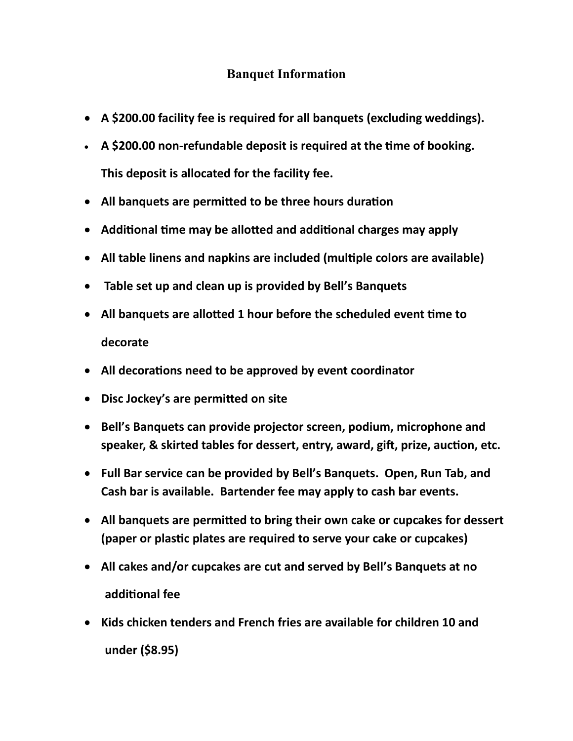## Banquet Information

- **A $200.00 facility fee is required for all banquets (excluding weddings).**
- **A $200.00 non-refundable deposit is required at the time of booking. This deposit is allocated for the facility fee.**
- **All banquets are permitted to be three hours duration**
- **Additional time may be allotted and additional charges may apply**
- **All table linens and napkins are included (multiple colors are available)**
- **Table set up and clean up is provided by Bell's Banquets**
- **All banquets are allotted 1 hour before the scheduled event time to decorate**
- **All decorations need to be approved by event coordinator**
- **Disc Jockey's are permitted on site**
- **Bell's Banquets can provide projector screen, podium, microphone and speaker, & skirted tables for dessert, entry, award, gift, prize, auction, etc.**
- **Full Bar service can be provided by Bell's Banquets. Open, Run Tab, and Cash bar is available. Bartender fee may apply to cash bar events.**
- **All banquets are permitted to bring their own cake or cupcakes for dessert (paper or plastic plates are required to serve your cake or cupcakes)**
- **All cakes and/or cupcakes are cut and served by Bell's Banquets at no additional fee**
- **Kids chicken tenders and French fries are available for children 10 and under ($8.95)**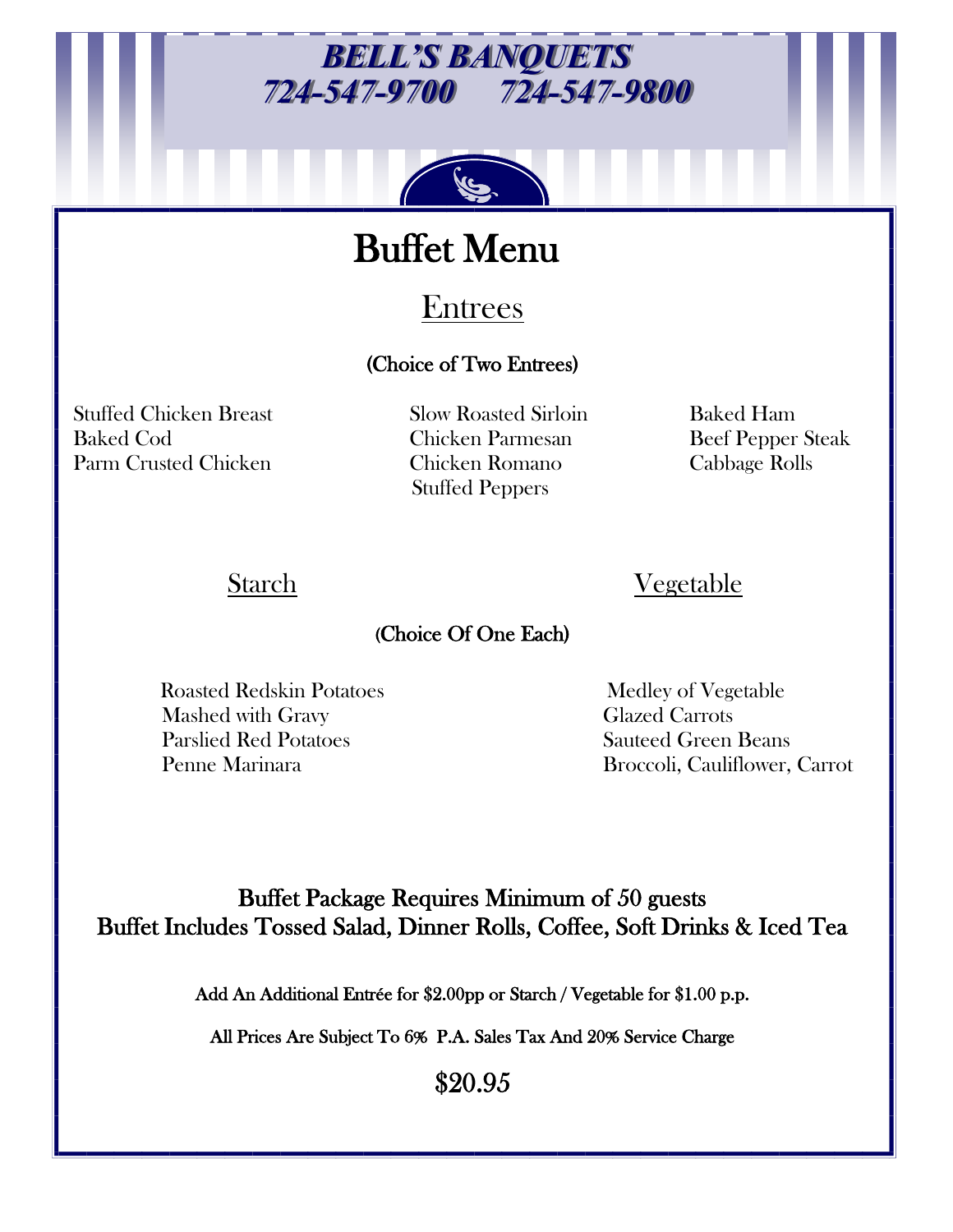# BELL'S BANQUETS
**724-547-9700  724-547-9800**

# Buffet Menu

## Entrees

(Choice of Two Entrees)

Stuffed Chicken Breast
Baked Cod
Parm Crusted Chicken
Slow Roasted Sirloin
Chicken Parmesan
Chicken Romano
Stuffed Peppers
Baked Ham
Beef Pepper Steak
Cabbage Rolls

## Starch

## Vegetable

(Choice Of One Each)

Roasted Redskin Potatoes
Mashed with Gravy
Parslied Red Potatoes
Penne Marinara

Medley of Vegetable
Glazed Carrots
Sauteed Green Beans
Broccoli, Cauliflower, Carrot

Buffet Package Requires Minimum of 50 guests
Buffet Includes Tossed Salad, Dinner Rolls, Coffee, Soft Drinks & Iced Tea

Add An Additional Entrée for $2.00pp or Starch / Vegetable for $1.00 p.p.

All Prices Are Subject To 6% P.A. Sales Tax And 20% Service Charge

$20.95